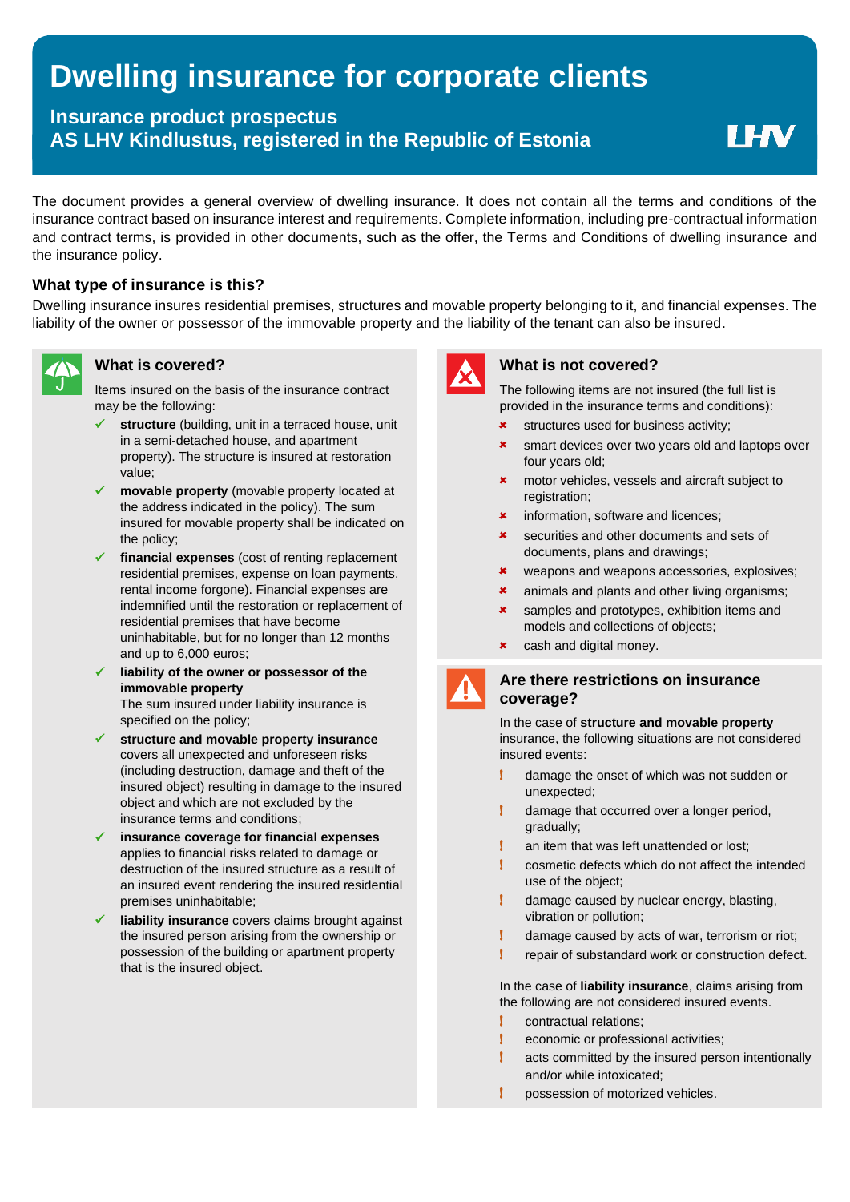# Dwelling insurance for corporate clients

## Insurance product prospectus
## AS LHV Kindlustus, registered in the Republic of Estonia

The document provides a general overview of dwelling insurance. It does not contain all the terms and conditions of the insurance contract based on insurance interest and requirements. Complete information, including pre-contractual information and contract terms, is provided in other documents, such as the offer, the Terms and Conditions of dwelling insurance and the insurance policy.

### What type of insurance is this?

Dwelling insurance insures residential premises, structures and movable property belonging to it, and financial expenses. The liability of the owner or possessor of the immovable property and the liability of the tenant can also be insured.

### What is covered?

Items insured on the basis of the insurance contract may be the following:

- **structure** (building, unit in a terraced house, unit in a semi-detached house, and apartment property). The structure is insured at restoration value;
- **movable property** (movable property located at the address indicated in the policy). The sum insured for movable property shall be indicated on the policy;
- **financial expenses** (cost of renting replacement residential premises, expense on loan payments, rental income forgone). Financial expenses are indemnified until the restoration or replacement of residential premises that have become uninhabitable, but for no longer than 12 months and up to 6,000 euros;
- **liability of the owner or possessor of the immovable property**
  The sum insured under liability insurance is specified on the policy;
- **structure and movable property insurance** covers all unexpected and unforeseen risks (including destruction, damage and theft of the insured object) resulting in damage to the insured object and which are not excluded by the insurance terms and conditions;
- **insurance coverage for financial expenses** applies to financial risks related to damage or destruction of the insured structure as a result of an insured event rendering the insured residential premises uninhabitable;
- **liability insurance** covers claims brought against the insured person arising from the ownership or possession of the building or apartment property that is the insured object.

### What is not covered?

The following items are not insured (the full list is provided in the insurance terms and conditions):

- structures used for business activity;
- smart devices over two years old and laptops over four years old;
- motor vehicles, vessels and aircraft subject to registration;
- information, software and licences;
- securities and other documents and sets of documents, plans and drawings;
- weapons and weapons accessories, explosives;
- animals and plants and other living organisms;
- samples and prototypes, exhibition items and models and collections of objects;
- cash and digital money.

### Are there restrictions on insurance coverage?

In the case of **structure and movable property** insurance, the following situations are not considered insured events:

- damage the onset of which was not sudden or unexpected;
- damage that occurred over a longer period, gradually;
- an item that was left unattended or lost;
- cosmetic defects which do not affect the intended use of the object;
- damage caused by nuclear energy, blasting, vibration or pollution;
- damage caused by acts of war, terrorism or riot;
- repair of substandard work or construction defect.

In the case of **liability insurance**, claims arising from the following are not considered insured events.

- contractual relations;
- economic or professional activities;
- acts committed by the insured person intentionally and/or while intoxicated;
- possession of motorized vehicles.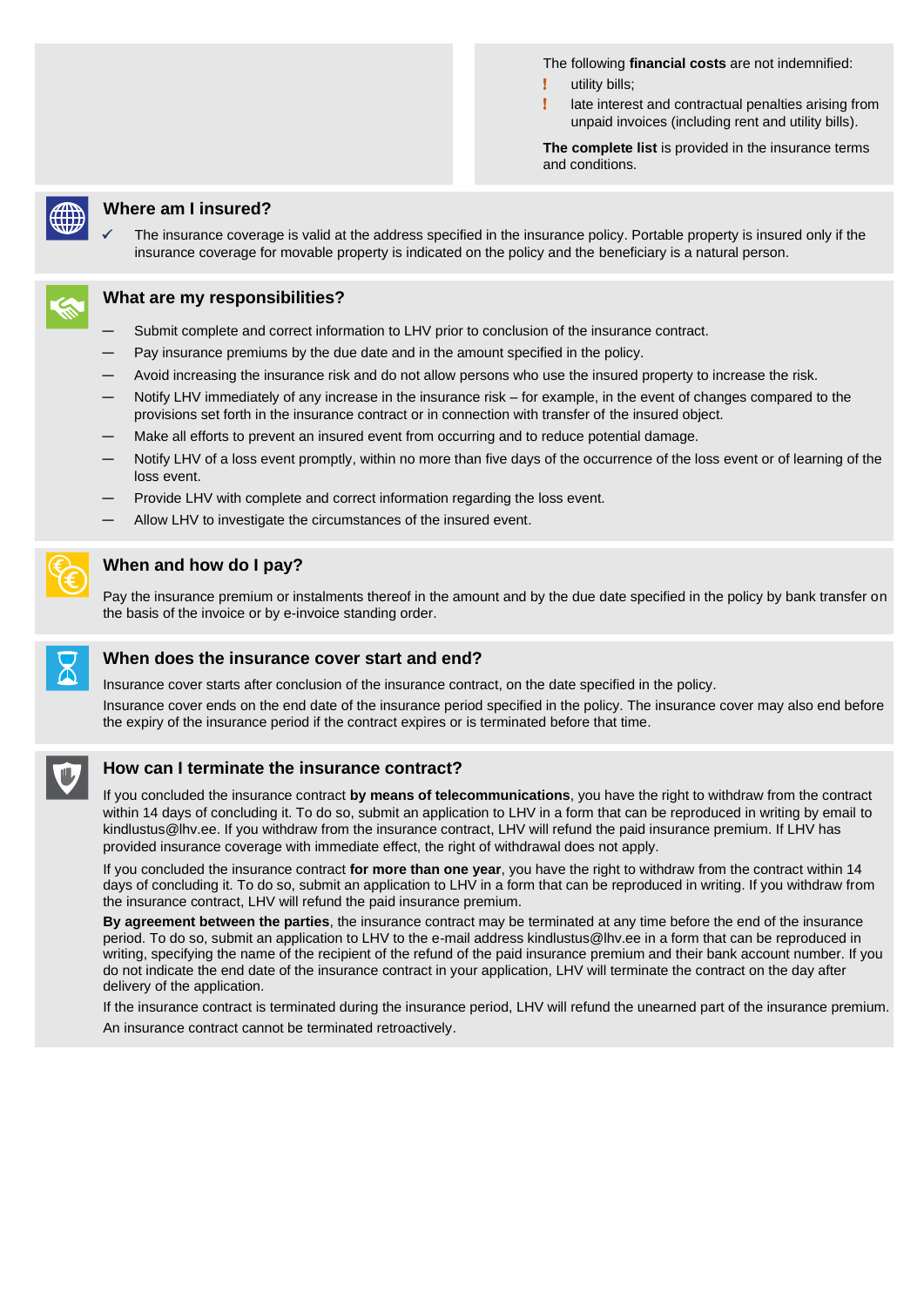The following **financial costs** are not indemnified:

- ! utility bills;
- ! late interest and contractual penalties arising from unpaid invoices (including rent and utility bills).

**The complete list** is provided in the insurance terms and conditions.

## Where am I insured?

- ✓ The insurance coverage is valid at the address specified in the insurance policy. Portable property is insured only if the insurance coverage for movable property is indicated on the policy and the beneficiary is a natural person.

## What are my responsibilities?

- Submit complete and correct information to LHV prior to conclusion of the insurance contract.
- Pay insurance premiums by the due date and in the amount specified in the policy.
- Avoid increasing the insurance risk and do not allow persons who use the insured property to increase the risk.
- Notify LHV immediately of any increase in the insurance risk – for example, in the event of changes compared to the provisions set forth in the insurance contract or in connection with transfer of the insured object.
- Make all efforts to prevent an insured event from occurring and to reduce potential damage.
- Notify LHV of a loss event promptly, within no more than five days of the occurrence of the loss event or of learning of the loss event.
- Provide LHV with complete and correct information regarding the loss event.
- Allow LHV to investigate the circumstances of the insured event.

## When and how do I pay?

Pay the insurance premium or instalments thereof in the amount and by the due date specified in the policy by bank transfer on the basis of the invoice or by e-invoice standing order.

## When does the insurance cover start and end?

Insurance cover starts after conclusion of the insurance contract, on the date specified in the policy.

Insurance cover ends on the end date of the insurance period specified in the policy. The insurance cover may also end before the expiry of the insurance period if the contract expires or is terminated before that time.

## How can I terminate the insurance contract?

If you concluded the insurance contract **by means of telecommunications**, you have the right to withdraw from the contract within 14 days of concluding it. To do so, submit an application to LHV in a form that can be reproduced in writing by email to kindlustus@lhv.ee. If you withdraw from the insurance contract, LHV will refund the paid insurance premium. If LHV has provided insurance coverage with immediate effect, the right of withdrawal does not apply.

If you concluded the insurance contract **for more than one year**, you have the right to withdraw from the contract within 14 days of concluding it. To do so, submit an application to LHV in a form that can be reproduced in writing. If you withdraw from the insurance contract, LHV will refund the paid insurance premium.

**By agreement between the parties**, the insurance contract may be terminated at any time before the end of the insurance period. To do so, submit an application to LHV to the e-mail address kindlustus@lhv.ee in a form that can be reproduced in writing, specifying the name of the recipient of the refund of the paid insurance premium and their bank account number. If you do not indicate the end date of the insurance contract in your application, LHV will terminate the contract on the day after delivery of the application.

If the insurance contract is terminated during the insurance period, LHV will refund the unearned part of the insurance premium.

An insurance contract cannot be terminated retroactively.